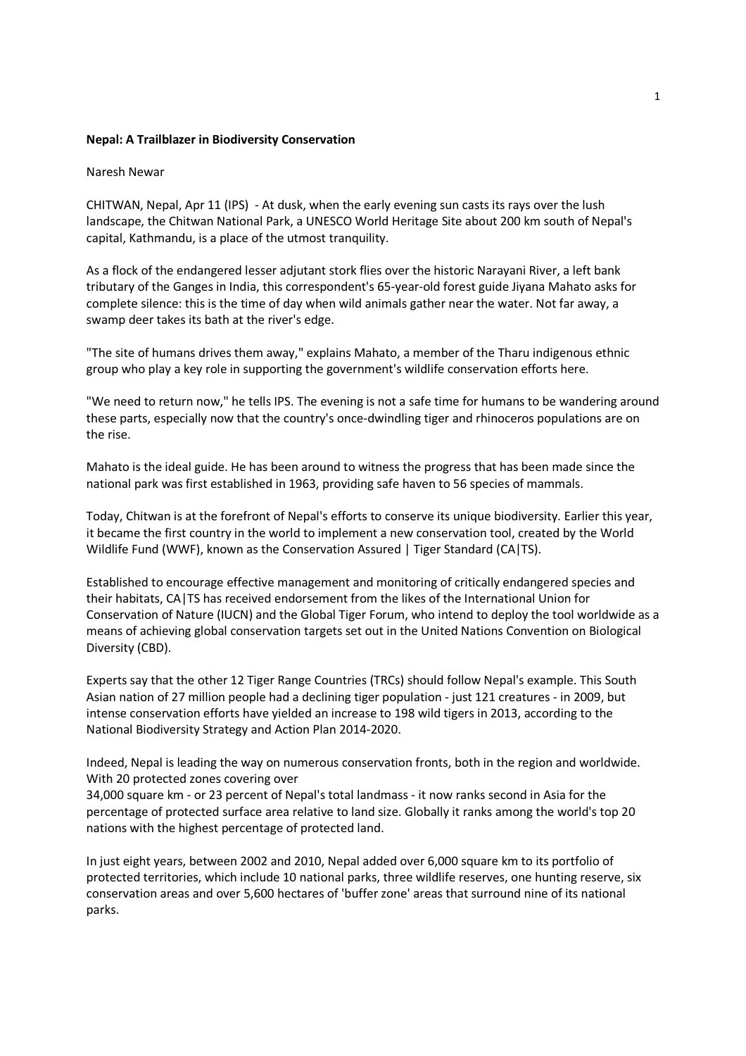**Nepal: A Trailblazer in Biodiversity Conservation**

Naresh Newar

CHITWAN, Nepal, Apr 11 (IPS) - At dusk, when the early evening sun casts its rays over the lush landscape, the Chitwan National Park, a UNESCO World Heritage Site about 200 km south of Nepal's capital, Kathmandu, is a place of the utmost tranquility.

As a flock of the endangered lesser adjutant stork flies over the historic Narayani River, a left bank tributary of the Ganges in India, this correspondent's 65-year-old forest guide Jiyana Mahato asks for complete silence: this is the time of day when wild animals gather near the water. Not far away, a swamp deer takes its bath at the river's edge.

"The site of humans drives them away," explains Mahato, a member of the Tharu indigenous ethnic group who play a key role in supporting the government's wildlife conservation efforts here.

"We need to return now," he tells IPS. The evening is not a safe time for humans to be wandering around these parts, especially now that the country's once-dwindling tiger and rhinoceros populations are on the rise.

Mahato is the ideal guide. He has been around to witness the progress that has been made since the national park was first established in 1963, providing safe haven to 56 species of mammals.

Today, Chitwan is at the forefront of Nepal's efforts to conserve its unique biodiversity. Earlier this year, it became the first country in the world to implement a new conservation tool, created by the World Wildlife Fund (WWF), known as the Conservation Assured | Tiger Standard (CA|TS).

Established to encourage effective management and monitoring of critically endangered species and their habitats, CA|TS has received endorsement from the likes of the International Union for Conservation of Nature (IUCN) and the Global Tiger Forum, who intend to deploy the tool worldwide as a means of achieving global conservation targets set out in the United Nations Convention on Biological Diversity (CBD).

Experts say that the other 12 Tiger Range Countries (TRCs) should follow Nepal's example. This South Asian nation of 27 million people had a declining tiger population - just 121 creatures - in 2009, but intense conservation efforts have yielded an increase to 198 wild tigers in 2013, according to the National Biodiversity Strategy and Action Plan 2014-2020.

Indeed, Nepal is leading the way on numerous conservation fronts, both in the region and worldwide. With 20 protected zones covering over 34,000 square km - or 23 percent of Nepal's total landmass - it now ranks second in Asia for the percentage of protected surface area relative to land size. Globally it ranks among the world's top 20 nations with the highest percentage of protected land.

In just eight years, between 2002 and 2010, Nepal added over 6,000 square km to its portfolio of protected territories, which include 10 national parks, three wildlife reserves, one hunting reserve, six conservation areas and over 5,600 hectares of 'buffer zone' areas that surround nine of its national parks.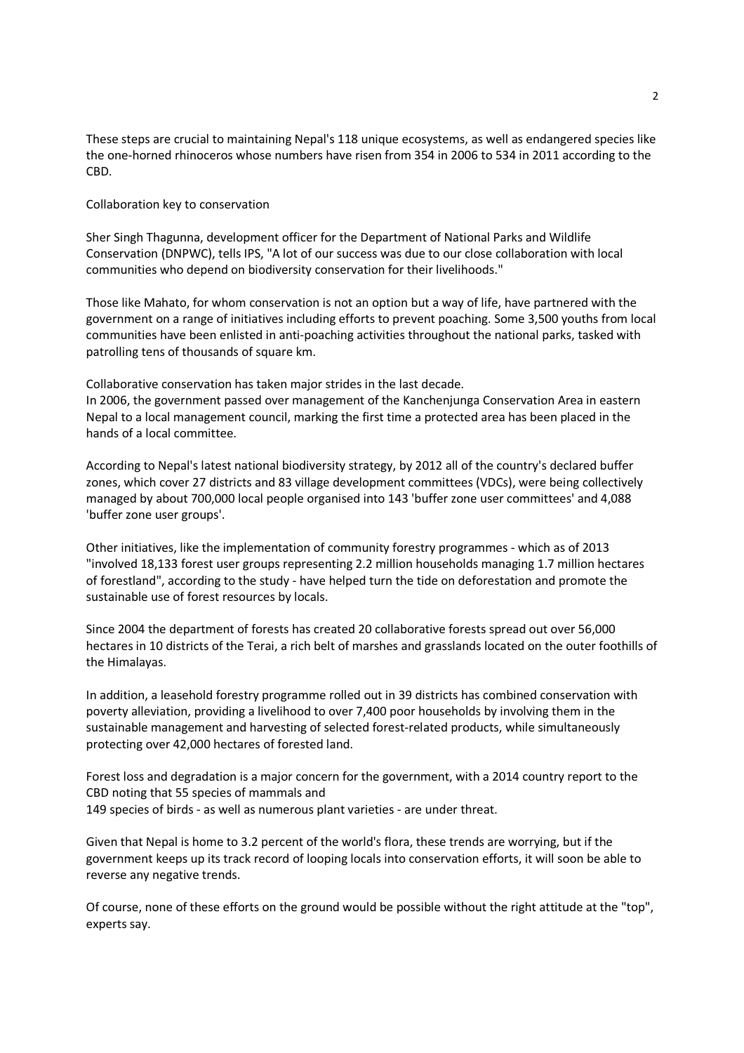These steps are crucial to maintaining Nepal's 118 unique ecosystems, as well as endangered species like the one-horned rhinoceros whose numbers have risen from 354 in 2006 to 534 in 2011 according to the CBD.

## Collaboration key to conservation

Sher Singh Thagunna, development officer for the Department of National Parks and Wildlife Conservation (DNPWC), tells IPS, "A lot of our success was due to our close collaboration with local communities who depend on biodiversity conservation for their livelihoods."

Those like Mahato, for whom conservation is not an option but a way of life, have partnered with the government on a range of initiatives including efforts to prevent poaching. Some 3,500 youths from local communities have been enlisted in anti-poaching activities throughout the national parks, tasked with patrolling tens of thousands of square km.

Collaborative conservation has taken major strides in the last decade.
In 2006, the government passed over management of the Kanchenjunga Conservation Area in eastern Nepal to a local management council, marking the first time a protected area has been placed in the hands of a local committee.

According to Nepal's latest national biodiversity strategy, by 2012 all of the country's declared buffer zones, which cover 27 districts and 83 village development committees (VDCs), were being collectively managed by about 700,000 local people organised into 143 'buffer zone user committees' and 4,088 'buffer zone user groups'.

Other initiatives, like the implementation of community forestry programmes - which as of 2013 "involved 18,133 forest user groups representing 2.2 million households managing 1.7 million hectares of forestland", according to the study - have helped turn the tide on deforestation and promote the sustainable use of forest resources by locals.

Since 2004 the department of forests has created 20 collaborative forests spread out over 56,000 hectares in 10 districts of the Terai, a rich belt of marshes and grasslands located on the outer foothills of the Himalayas.

In addition, a leasehold forestry programme rolled out in 39 districts has combined conservation with poverty alleviation, providing a livelihood to over 7,400 poor households by involving them in the sustainable management and harvesting of selected forest-related products, while simultaneously protecting over 42,000 hectares of forested land.

Forest loss and degradation is a major concern for the government, with a 2014 country report to the CBD noting that 55 species of mammals and
149 species of birds - as well as numerous plant varieties - are under threat.

Given that Nepal is home to 3.2 percent of the world's flora, these trends are worrying, but if the government keeps up its track record of looping locals into conservation efforts, it will soon be able to reverse any negative trends.

Of course, none of these efforts on the ground would be possible without the right attitude at the "top", experts say.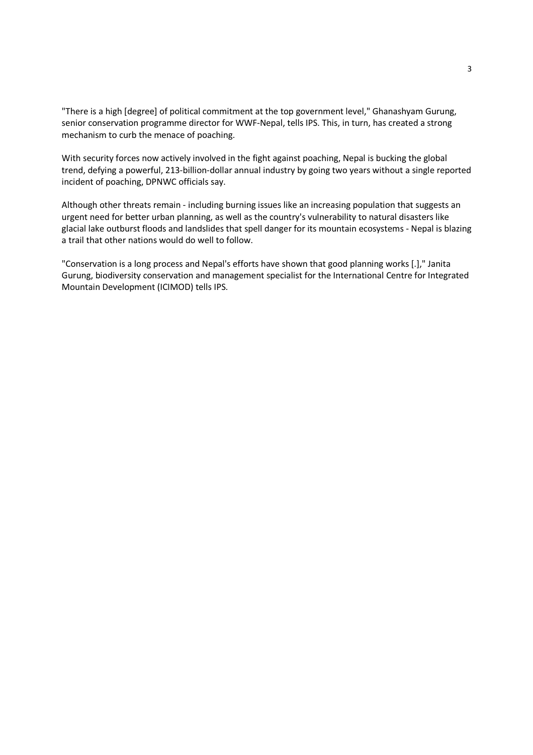"There is a high [degree] of political commitment at the top government level," Ghanashyam Gurung, senior conservation programme director for WWF-Nepal, tells IPS. This, in turn, has created a strong mechanism to curb the menace of poaching.

With security forces now actively involved in the fight against poaching, Nepal is bucking the global trend, defying a powerful, 213-billion-dollar annual industry by going two years without a single reported incident of poaching, DPNWC officials say.

Although other threats remain - including burning issues like an increasing population that suggests an urgent need for better urban planning, as well as the country's vulnerability to natural disasters like glacial lake outburst floods and landslides that spell danger for its mountain ecosystems - Nepal is blazing a trail that other nations would do well to follow.

"Conservation is a long process and Nepal's efforts have shown that good planning works [.]," Janita Gurung, biodiversity conservation and management specialist for the International Centre for Integrated Mountain Development (ICIMOD) tells IPS.